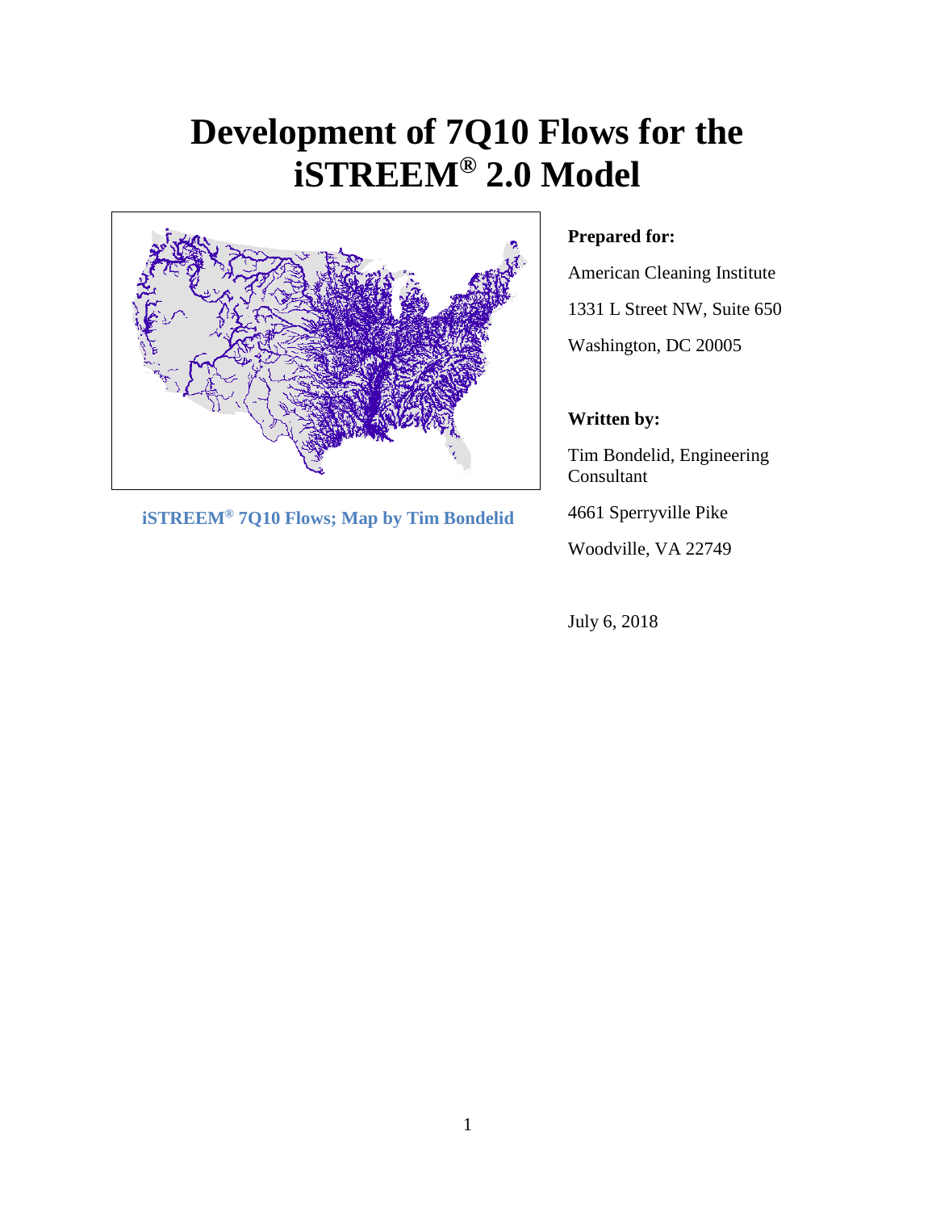# Development of 7Q10 Flows for the iSTREEM® 2.0 Model

iSTREEM® 7Q10 Flows; Map by Tim Bondelid

**Prepared for:**

American Cleaning Institute

1331 L Street NW, Suite 650

Washington, DC 20005

**Written by:**

Tim Bondelid, Engineering Consultant

4661 Sperryville Pike

Woodville, VA 22749

July 6, 2018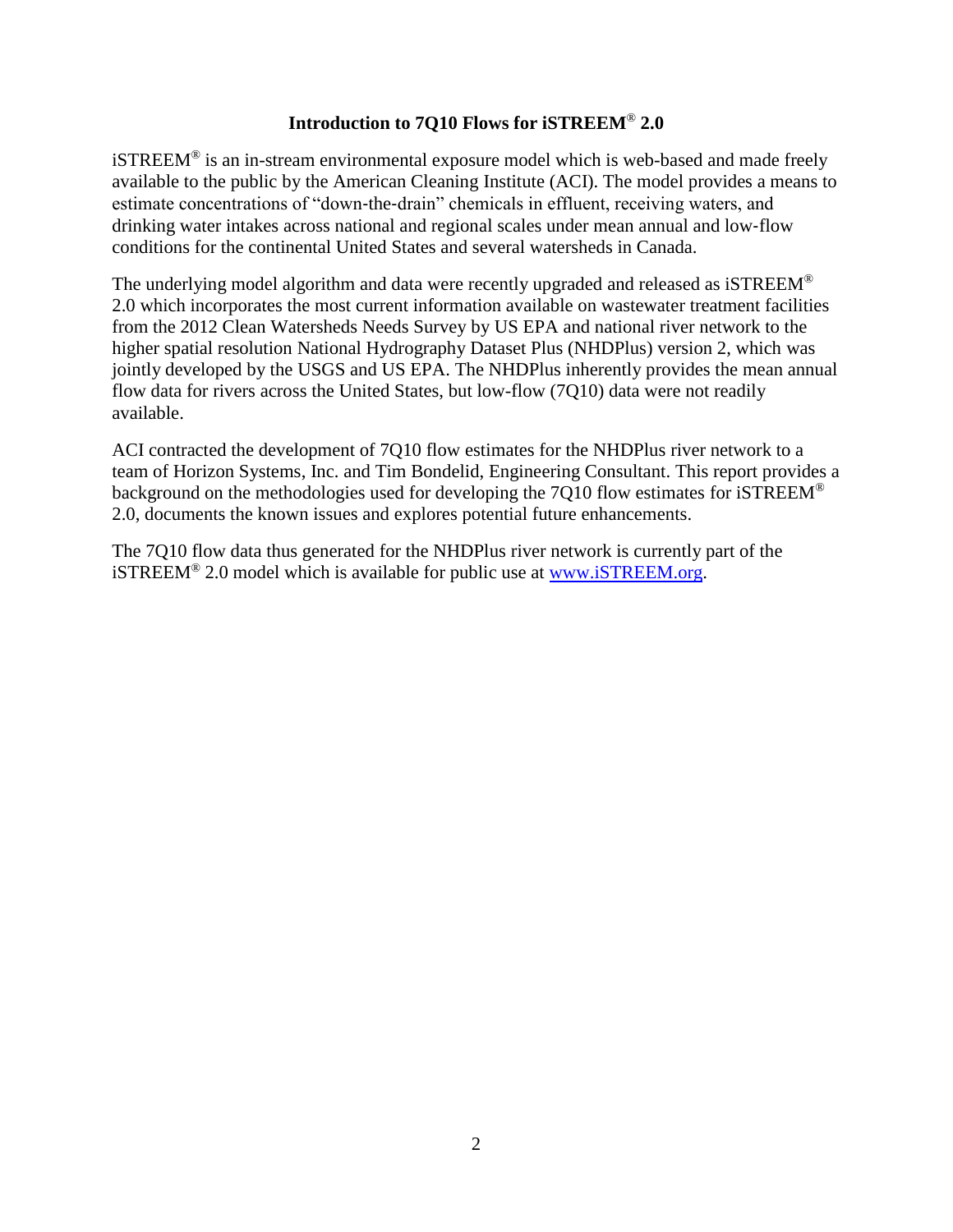## Introduction to 7Q10 Flows for iSTREEM® 2.0

iSTREEM® is an in-stream environmental exposure model which is web-based and made freely available to the public by the American Cleaning Institute (ACI). The model provides a means to estimate concentrations of "down-the-drain" chemicals in effluent, receiving waters, and drinking water intakes across national and regional scales under mean annual and low-flow conditions for the continental United States and several watersheds in Canada.

The underlying model algorithm and data were recently upgraded and released as iSTREEM® 2.0 which incorporates the most current information available on wastewater treatment facilities from the 2012 Clean Watersheds Needs Survey by US EPA and national river network to the higher spatial resolution National Hydrography Dataset Plus (NHDPlus) version 2, which was jointly developed by the USGS and US EPA. The NHDPlus inherently provides the mean annual flow data for rivers across the United States, but low-flow (7Q10) data were not readily available.

ACI contracted the development of 7Q10 flow estimates for the NHDPlus river network to a team of Horizon Systems, Inc. and Tim Bondelid, Engineering Consultant. This report provides a background on the methodologies used for developing the 7Q10 flow estimates for iSTREEM® 2.0, documents the known issues and explores potential future enhancements.

The 7Q10 flow data thus generated for the NHDPlus river network is currently part of the iSTREEM® 2.0 model which is available for public use at [www.iSTREEM.org](http://www.iSTREEM.org).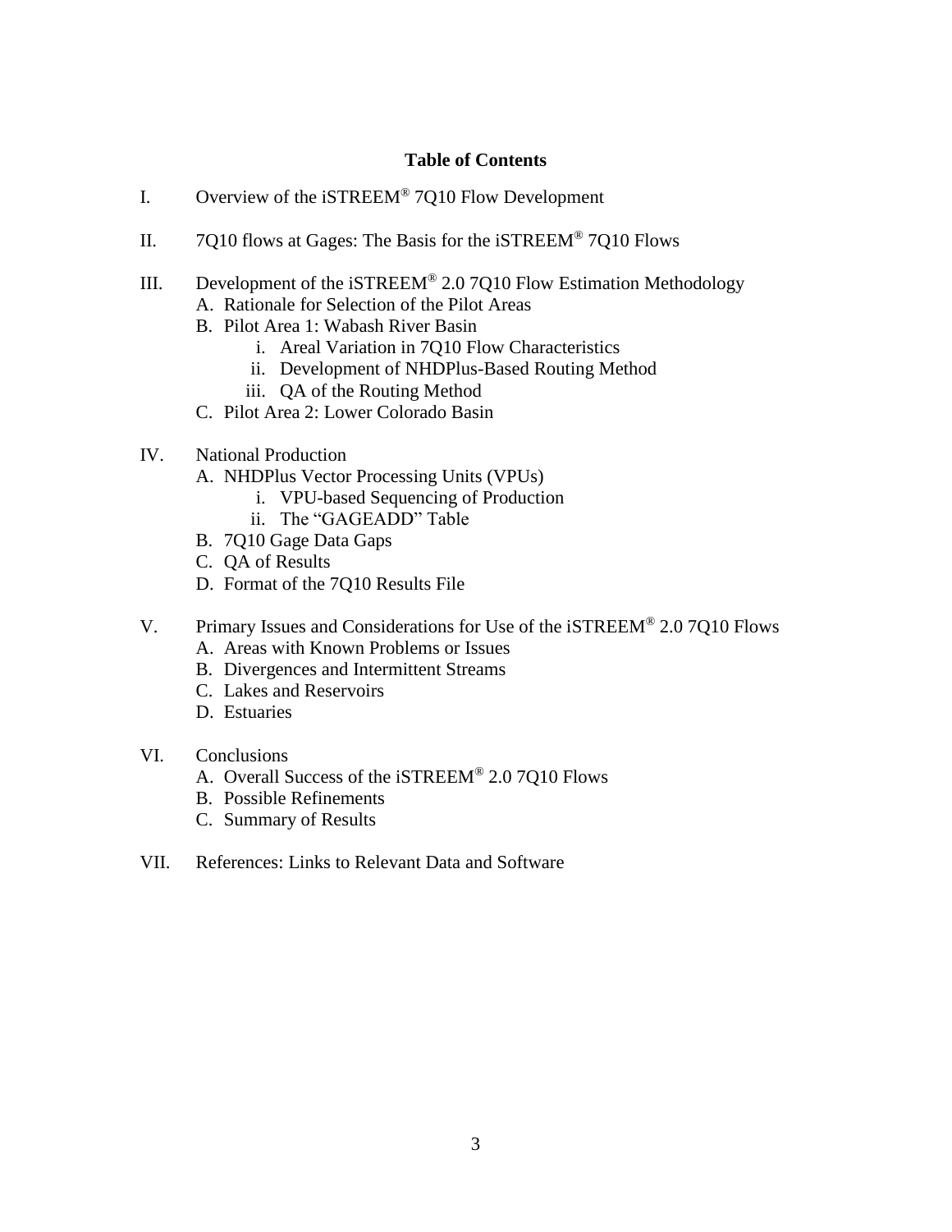# Table of Contents

I. Overview of the iSTREEM® 7Q10 Flow Development

II. 7Q10 flows at Gages: The Basis for the iSTREEM® 7Q10 Flows

III. Development of the iSTREEM® 2.0 7Q10 Flow Estimation Methodology
   - A. Rationale for Selection of the Pilot Areas
   - B. Pilot Area 1: Wabash River Basin
     - i. Areal Variation in 7Q10 Flow Characteristics
     - ii. Development of NHDPlus-Based Routing Method
     - iii. QA of the Routing Method
   - C. Pilot Area 2: Lower Colorado Basin

IV. National Production
   - A. NHDPlus Vector Processing Units (VPUs)
     - i. VPU-based Sequencing of Production
     - ii. The "GAGEADD" Table
   - B. 7Q10 Gage Data Gaps
   - C. QA of Results
   - D. Format of the 7Q10 Results File

V. Primary Issues and Considerations for Use of the iSTREEM® 2.0 7Q10 Flows
   - A. Areas with Known Problems or Issues
   - B. Divergences and Intermittent Streams
   - C. Lakes and Reservoirs
   - D. Estuaries

VI. Conclusions
   - A. Overall Success of the iSTREEM® 2.0 7Q10 Flows
   - B. Possible Refinements
   - C. Summary of Results

VII. References: Links to Relevant Data and Software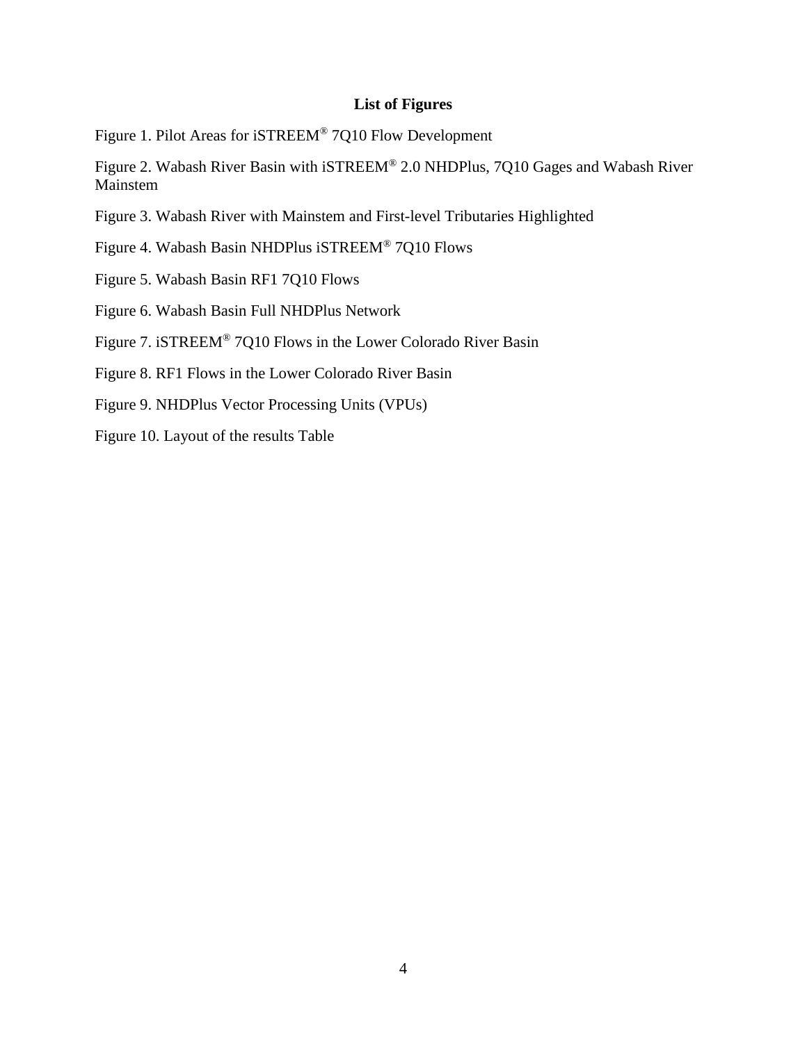## List of Figures

Figure 1. Pilot Areas for iSTREEM® 7Q10 Flow Development

Figure 2. Wabash River Basin with iSTREEM® 2.0 NHDPlus, 7Q10 Gages and Wabash River Mainstem

Figure 3. Wabash River with Mainstem and First-level Tributaries Highlighted

Figure 4. Wabash Basin NHDPlus iSTREEM® 7Q10 Flows

Figure 5. Wabash Basin RF1 7Q10 Flows

Figure 6. Wabash Basin Full NHDPlus Network

Figure 7. iSTREEM® 7Q10 Flows in the Lower Colorado River Basin

Figure 8. RF1 Flows in the Lower Colorado River Basin

Figure 9. NHDPlus Vector Processing Units (VPUs)

Figure 10. Layout of the results Table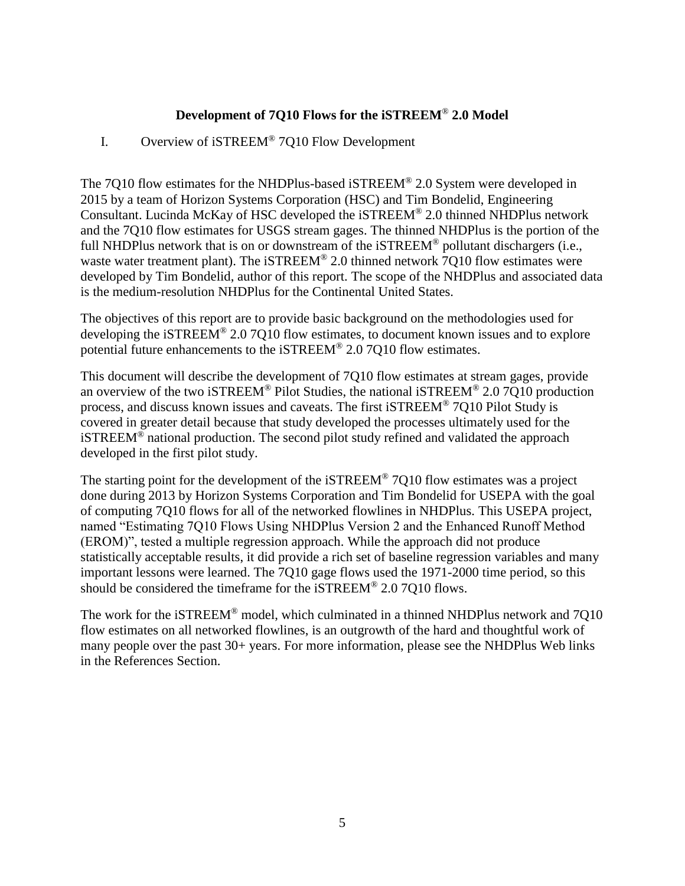# Development of 7Q10 Flows for the iSTREEM® 2.0 Model

## I. Overview of iSTREEM® 7Q10 Flow Development

The 7Q10 flow estimates for the NHDPlus-based iSTREEM® 2.0 System were developed in 2015 by a team of Horizon Systems Corporation (HSC) and Tim Bondelid, Engineering Consultant. Lucinda McKay of HSC developed the iSTREEM® 2.0 thinned NHDPlus network and the 7Q10 flow estimates for USGS stream gages. The thinned NHDPlus is the portion of the full NHDPlus network that is on or downstream of the iSTREEM® pollutant dischargers (i.e., waste water treatment plant). The iSTREEM® 2.0 thinned network 7Q10 flow estimates were developed by Tim Bondelid, author of this report. The scope of the NHDPlus and associated data is the medium-resolution NHDPlus for the Continental United States.

The objectives of this report are to provide basic background on the methodologies used for developing the iSTREEM® 2.0 7Q10 flow estimates, to document known issues and to explore potential future enhancements to the iSTREEM® 2.0 7Q10 flow estimates.

This document will describe the development of 7Q10 flow estimates at stream gages, provide an overview of the two iSTREEM® Pilot Studies, the national iSTREEM® 2.0 7Q10 production process, and discuss known issues and caveats. The first iSTREEM® 7Q10 Pilot Study is covered in greater detail because that study developed the processes ultimately used for the iSTREEM® national production. The second pilot study refined and validated the approach developed in the first pilot study.

The starting point for the development of the iSTREEM® 7Q10 flow estimates was a project done during 2013 by Horizon Systems Corporation and Tim Bondelid for USEPA with the goal of computing 7Q10 flows for all of the networked flowlines in NHDPlus. This USEPA project, named "Estimating 7Q10 Flows Using NHDPlus Version 2 and the Enhanced Runoff Method (EROM)", tested a multiple regression approach. While the approach did not produce statistically acceptable results, it did provide a rich set of baseline regression variables and many important lessons were learned. The 7Q10 gage flows used the 1971-2000 time period, so this should be considered the timeframe for the iSTREEM® 2.0 7Q10 flows.

The work for the iSTREEM® model, which culminated in a thinned NHDPlus network and 7Q10 flow estimates on all networked flowlines, is an outgrowth of the hard and thoughtful work of many people over the past 30+ years. For more information, please see the NHDPlus Web links in the References Section.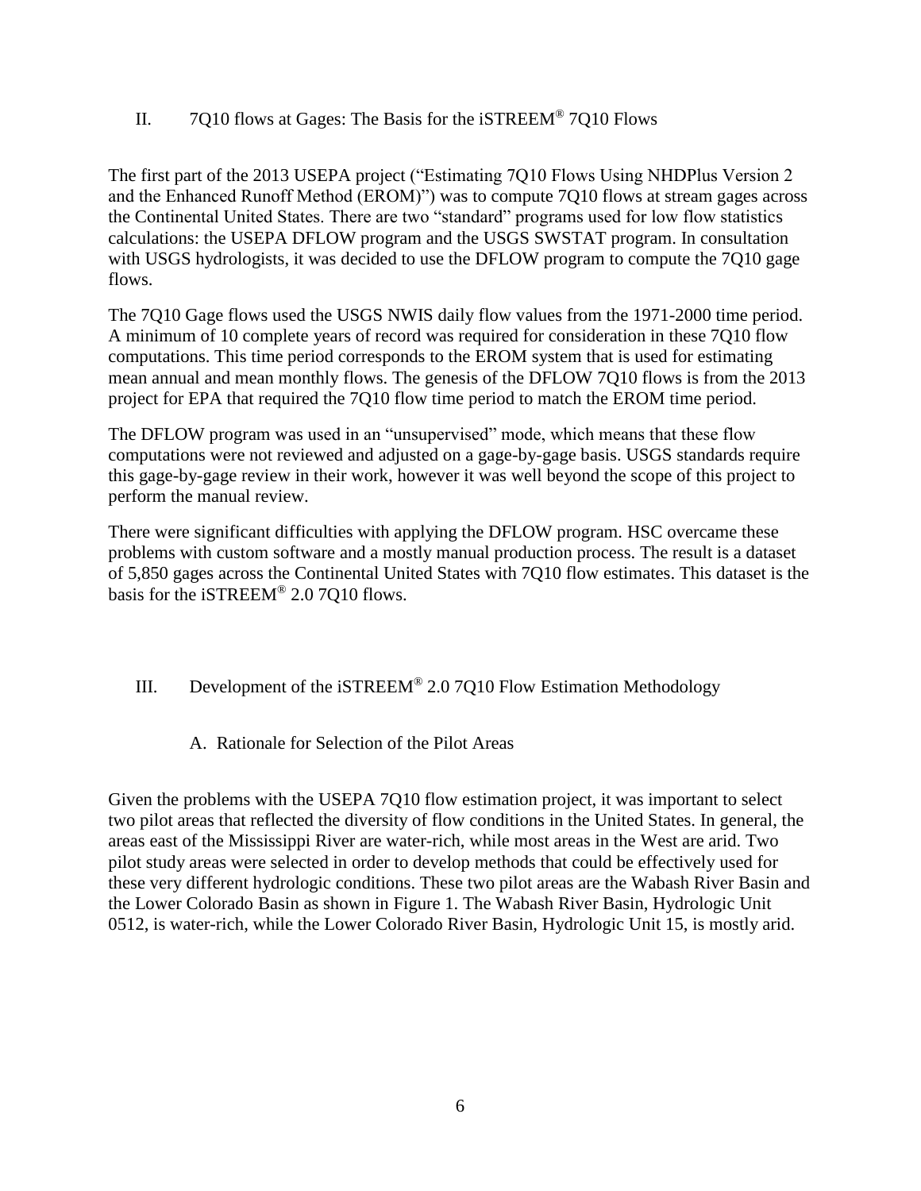## II. 7Q10 flows at Gages: The Basis for the iSTREEM® 7Q10 Flows

The first part of the 2013 USEPA project ("Estimating 7Q10 Flows Using NHDPlus Version 2 and the Enhanced Runoff Method (EROM)") was to compute 7Q10 flows at stream gages across the Continental United States. There are two "standard" programs used for low flow statistics calculations: the USEPA DFLOW program and the USGS SWSTAT program. In consultation with USGS hydrologists, it was decided to use the DFLOW program to compute the 7Q10 gage flows.

The 7Q10 Gage flows used the USGS NWIS daily flow values from the 1971-2000 time period. A minimum of 10 complete years of record was required for consideration in these 7Q10 flow computations. This time period corresponds to the EROM system that is used for estimating mean annual and mean monthly flows. The genesis of the DFLOW 7Q10 flows is from the 2013 project for EPA that required the 7Q10 flow time period to match the EROM time period.

The DFLOW program was used in an "unsupervised" mode, which means that these flow computations were not reviewed and adjusted on a gage-by-gage basis. USGS standards require this gage-by-gage review in their work, however it was well beyond the scope of this project to perform the manual review.

There were significant difficulties with applying the DFLOW program. HSC overcame these problems with custom software and a mostly manual production process. The result is a dataset of 5,850 gages across the Continental United States with 7Q10 flow estimates. This dataset is the basis for the iSTREEM® 2.0 7Q10 flows.

## III. Development of the iSTREEM® 2.0 7Q10 Flow Estimation Methodology

### A. Rationale for Selection of the Pilot Areas

Given the problems with the USEPA 7Q10 flow estimation project, it was important to select two pilot areas that reflected the diversity of flow conditions in the United States. In general, the areas east of the Mississippi River are water-rich, while most areas in the West are arid. Two pilot study areas were selected in order to develop methods that could be effectively used for these very different hydrologic conditions. These two pilot areas are the Wabash River Basin and the Lower Colorado Basin as shown in Figure 1. The Wabash River Basin, Hydrologic Unit 0512, is water-rich, while the Lower Colorado River Basin, Hydrologic Unit 15, is mostly arid.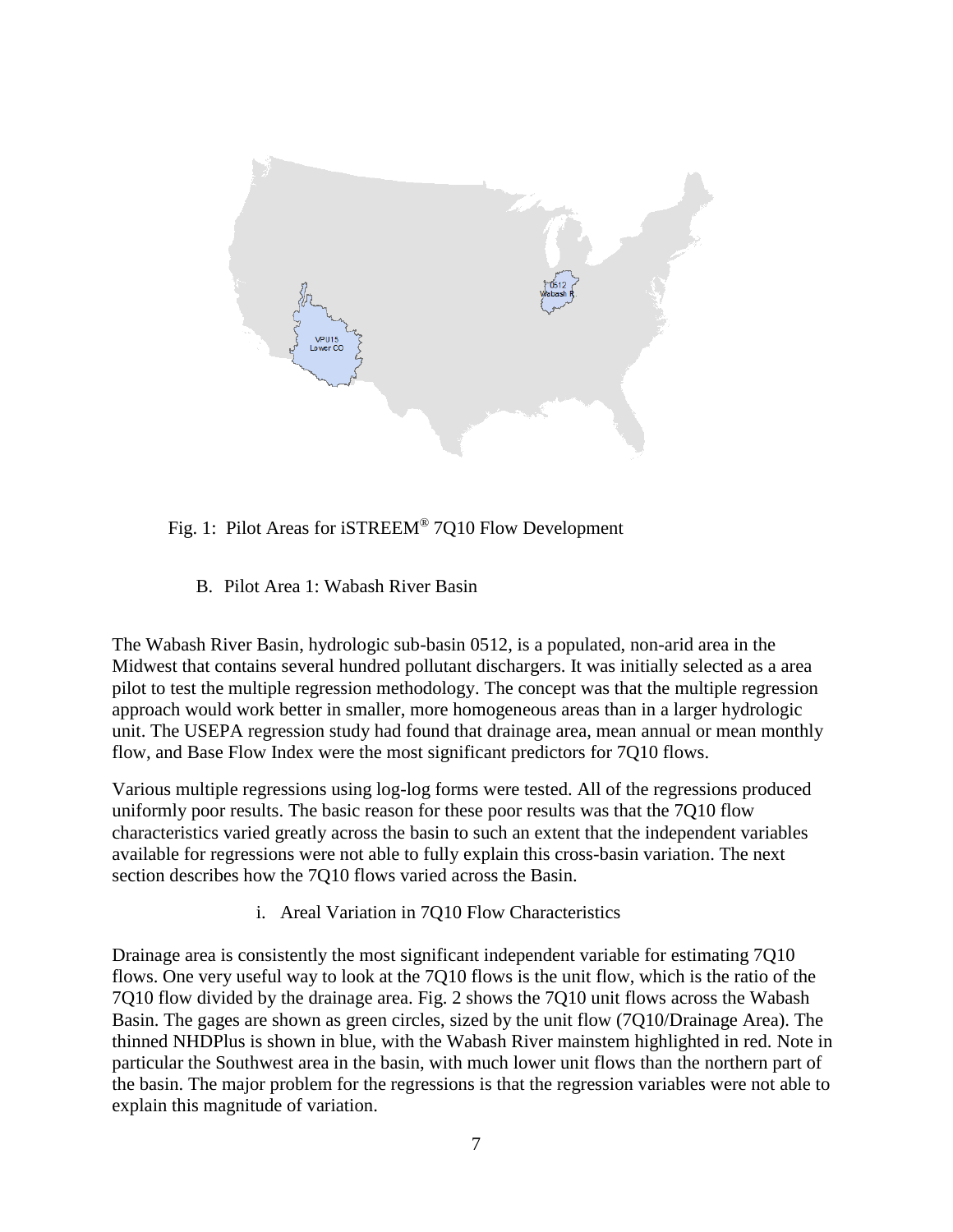Fig. 1: Pilot Areas for iSTREEM® 7Q10 Flow Development

### B. Pilot Area 1: Wabash River Basin

The Wabash River Basin, hydrologic sub-basin 0512, is a populated, non-arid area in the Midwest that contains several hundred pollutant dischargers. It was initially selected as a area pilot to test the multiple regression methodology. The concept was that the multiple regression approach would work better in smaller, more homogeneous areas than in a larger hydrologic unit. The USEPA regression study had found that drainage area, mean annual or mean monthly flow, and Base Flow Index were the most significant predictors for 7Q10 flows.

Various multiple regressions using log-log forms were tested. All of the regressions produced uniformly poor results. The basic reason for these poor results was that the 7Q10 flow characteristics varied greatly across the basin to such an extent that the independent variables available for regressions were not able to fully explain this cross-basin variation. The next section describes how the 7Q10 flows varied across the Basin.

#### i. Areal Variation in 7Q10 Flow Characteristics

Drainage area is consistently the most significant independent variable for estimating 7Q10 flows. One very useful way to look at the 7Q10 flows is the unit flow, which is the ratio of the 7Q10 flow divided by the drainage area. Fig. 2 shows the 7Q10 unit flows across the Wabash Basin. The gages are shown as green circles, sized by the unit flow (7Q10/Drainage Area). The thinned NHDPlus is shown in blue, with the Wabash River mainstem highlighted in red. Note in particular the Southwest area in the basin, with much lower unit flows than the northern part of the basin. The major problem for the regressions is that the regression variables were not able to explain this magnitude of variation.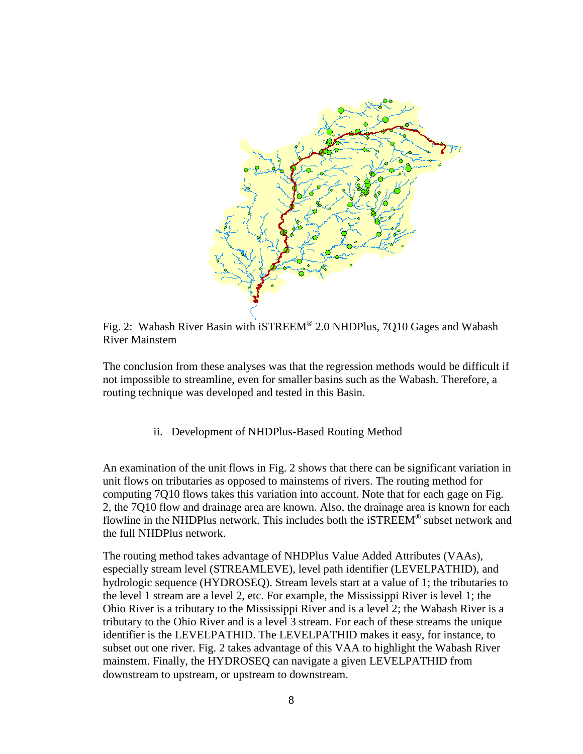Fig. 2: Wabash River Basin with iSTREEM® 2.0 NHDPlus, 7Q10 Gages and Wabash River Mainstem

The conclusion from these analyses was that the regression methods would be difficult if not impossible to streamline, even for smaller basins such as the Wabash. Therefore, a routing technique was developed and tested in this Basin.

### ii. Development of NHDPlus-Based Routing Method

An examination of the unit flows in Fig. 2 shows that there can be significant variation in unit flows on tributaries as opposed to mainstems of rivers. The routing method for computing 7Q10 flows takes this variation into account. Note that for each gage on Fig. 2, the 7Q10 flow and drainage area are known. Also, the drainage area is known for each flowline in the NHDPlus network. This includes both the iSTREEM® subset network and the full NHDPlus network.

The routing method takes advantage of NHDPlus Value Added Attributes (VAAs), especially stream level (STREAMLEVE), level path identifier (LEVELPATHID), and hydrologic sequence (HYDROSEQ). Stream levels start at a value of 1; the tributaries to the level 1 stream are a level 2, etc. For example, the Mississippi River is level 1; the Ohio River is a tributary to the Mississippi River and is a level 2; the Wabash River is a tributary to the Ohio River and is a level 3 stream. For each of these streams the unique identifier is the LEVELPATHID. The LEVELPATHID makes it easy, for instance, to subset out one river. Fig. 2 takes advantage of this VAA to highlight the Wabash River mainstem. Finally, the HYDROSEQ can navigate a given LEVELPATHID from downstream to upstream, or upstream to downstream.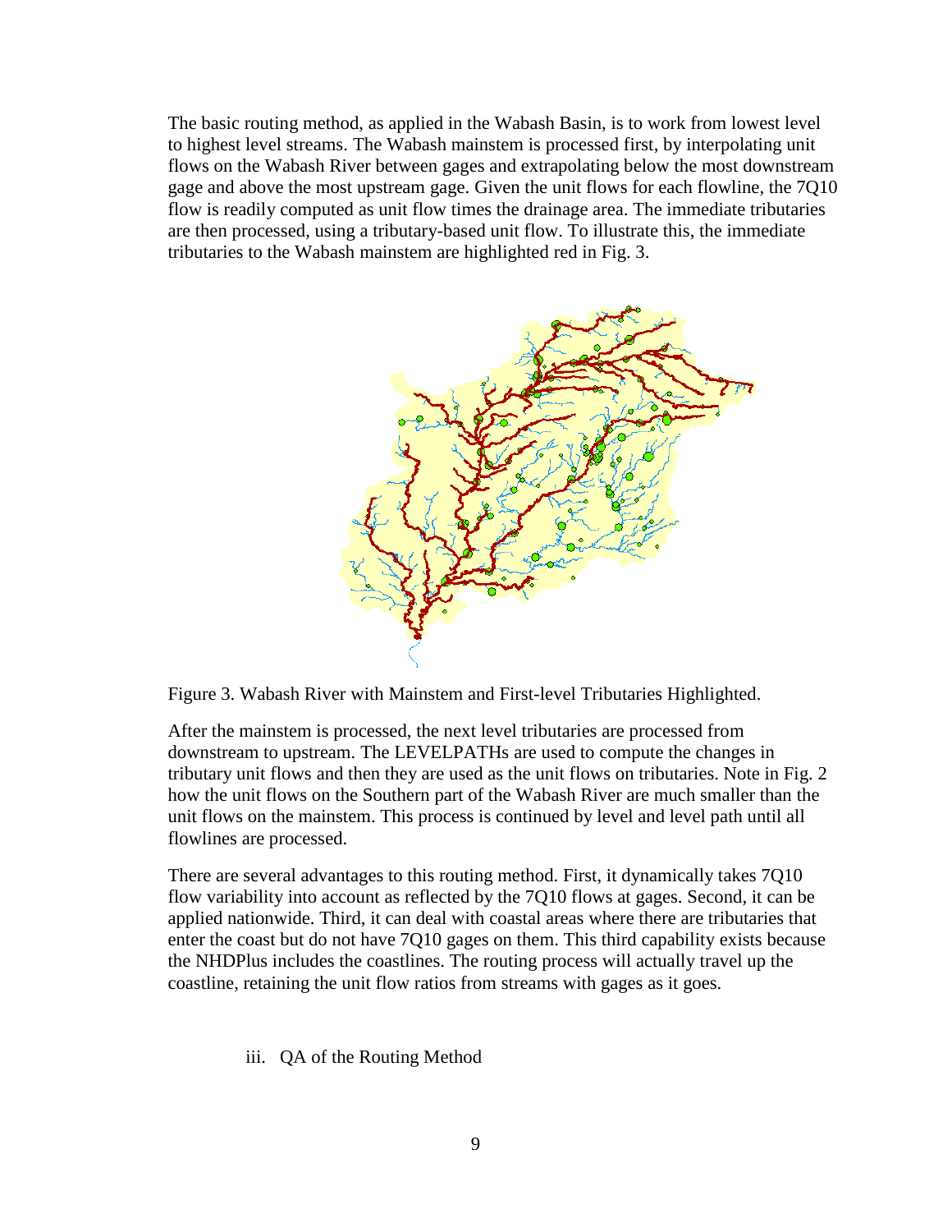The basic routing method, as applied in the Wabash Basin, is to work from lowest level to highest level streams. The Wabash mainstem is processed first, by interpolating unit flows on the Wabash River between gages and extrapolating below the most downstream gage and above the most upstream gage. Given the unit flows for each flowline, the 7Q10 flow is readily computed as unit flow times the drainage area. The immediate tributaries are then processed, using a tributary-based unit flow. To illustrate this, the immediate tributaries to the Wabash mainstem are highlighted red in Fig. 3.

Figure 3. Wabash River with Mainstem and First-level Tributaries Highlighted.

After the mainstem is processed, the next level tributaries are processed from downstream to upstream. The LEVELPATHs are used to compute the changes in tributary unit flows and then they are used as the unit flows on tributaries. Note in Fig. 2 how the unit flows on the Southern part of the Wabash River are much smaller than the unit flows on the mainstem. This process is continued by level and level path until all flowlines are processed.

There are several advantages to this routing method. First, it dynamically takes 7Q10 flow variability into account as reflected by the 7Q10 flows at gages. Second, it can be applied nationwide. Third, it can deal with coastal areas where there are tributaries that enter the coast but do not have 7Q10 gages on them. This third capability exists because the NHDPlus includes the coastlines. The routing process will actually travel up the coastline, retaining the unit flow ratios from streams with gages as it goes.

iii. QA of the Routing Method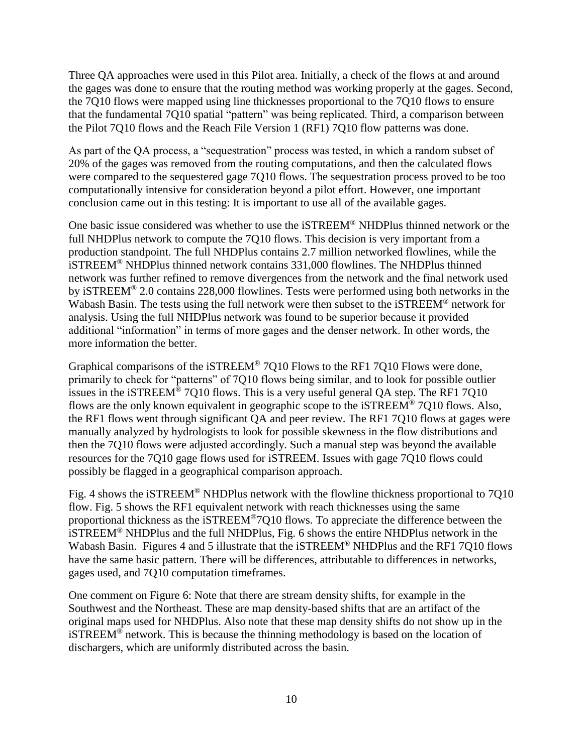Three QA approaches were used in this Pilot area. Initially, a check of the flows at and around the gages was done to ensure that the routing method was working properly at the gages. Second, the 7Q10 flows were mapped using line thicknesses proportional to the 7Q10 flows to ensure that the fundamental 7Q10 spatial "pattern" was being replicated. Third, a comparison between the Pilot 7Q10 flows and the Reach File Version 1 (RF1) 7Q10 flow patterns was done.

As part of the QA process, a "sequestration" process was tested, in which a random subset of 20% of the gages was removed from the routing computations, and then the calculated flows were compared to the sequestered gage 7Q10 flows. The sequestration process proved to be too computationally intensive for consideration beyond a pilot effort. However, one important conclusion came out in this testing: It is important to use all of the available gages.

One basic issue considered was whether to use the iSTREEM® NHDPlus thinned network or the full NHDPlus network to compute the 7Q10 flows. This decision is very important from a production standpoint. The full NHDPlus contains 2.7 million networked flowlines, while the iSTREEM® NHDPlus thinned network contains 331,000 flowlines. The NHDPlus thinned network was further refined to remove divergences from the network and the final network used by iSTREEM® 2.0 contains 228,000 flowlines. Tests were performed using both networks in the Wabash Basin. The tests using the full network were then subset to the iSTREEM® network for analysis. Using the full NHDPlus network was found to be superior because it provided additional "information" in terms of more gages and the denser network. In other words, the more information the better.

Graphical comparisons of the iSTREEM® 7Q10 Flows to the RF1 7Q10 Flows were done, primarily to check for "patterns" of 7Q10 flows being similar, and to look for possible outlier issues in the iSTREEM® 7Q10 flows. This is a very useful general QA step. The RF1 7Q10 flows are the only known equivalent in geographic scope to the iSTREEM® 7Q10 flows. Also, the RF1 flows went through significant QA and peer review. The RF1 7Q10 flows at gages were manually analyzed by hydrologists to look for possible skewness in the flow distributions and then the 7Q10 flows were adjusted accordingly. Such a manual step was beyond the available resources for the 7Q10 gage flows used for iSTREEM. Issues with gage 7Q10 flows could possibly be flagged in a geographical comparison approach.

Fig. 4 shows the iSTREEM® NHDPlus network with the flowline thickness proportional to 7Q10 flow. Fig. 5 shows the RF1 equivalent network with reach thicknesses using the same proportional thickness as the iSTREEM®7Q10 flows. To appreciate the difference between the iSTREEM® NHDPlus and the full NHDPlus, Fig. 6 shows the entire NHDPlus network in the Wabash Basin. Figures 4 and 5 illustrate that the iSTREEM® NHDPlus and the RF1 7Q10 flows have the same basic pattern. There will be differences, attributable to differences in networks, gages used, and 7Q10 computation timeframes.

One comment on Figure 6: Note that there are stream density shifts, for example in the Southwest and the Northeast. These are map density-based shifts that are an artifact of the original maps used for NHDPlus. Also note that these map density shifts do not show up in the iSTREEM® network. This is because the thinning methodology is based on the location of dischargers, which are uniformly distributed across the basin.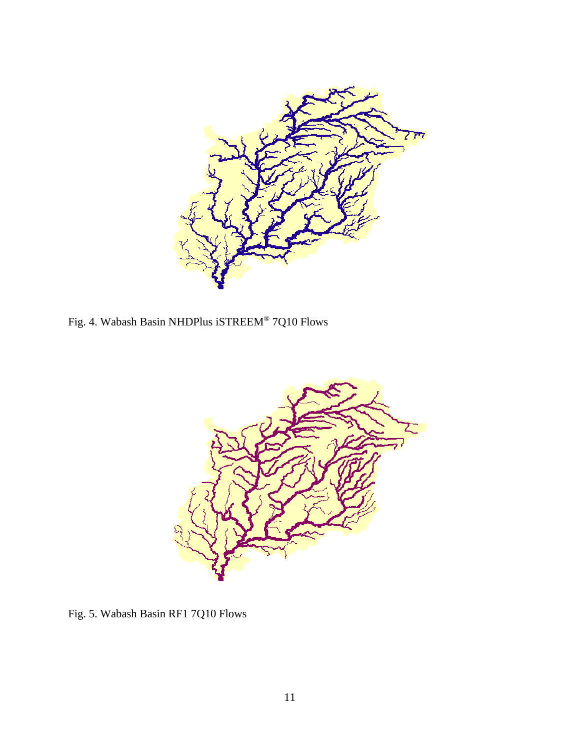Fig. 4. Wabash Basin NHDPlus iSTREEM® 7Q10 Flows

Fig. 5. Wabash Basin RF1 7Q10 Flows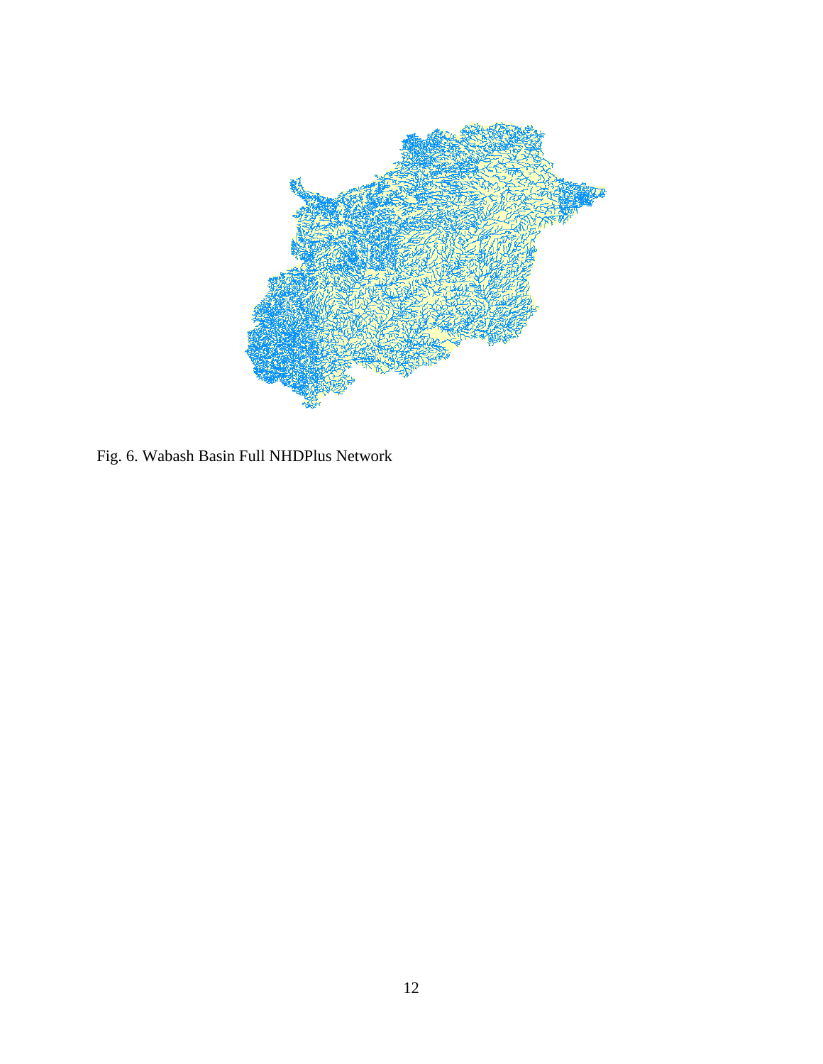Fig. 6. Wabash Basin Full NHDPlus Network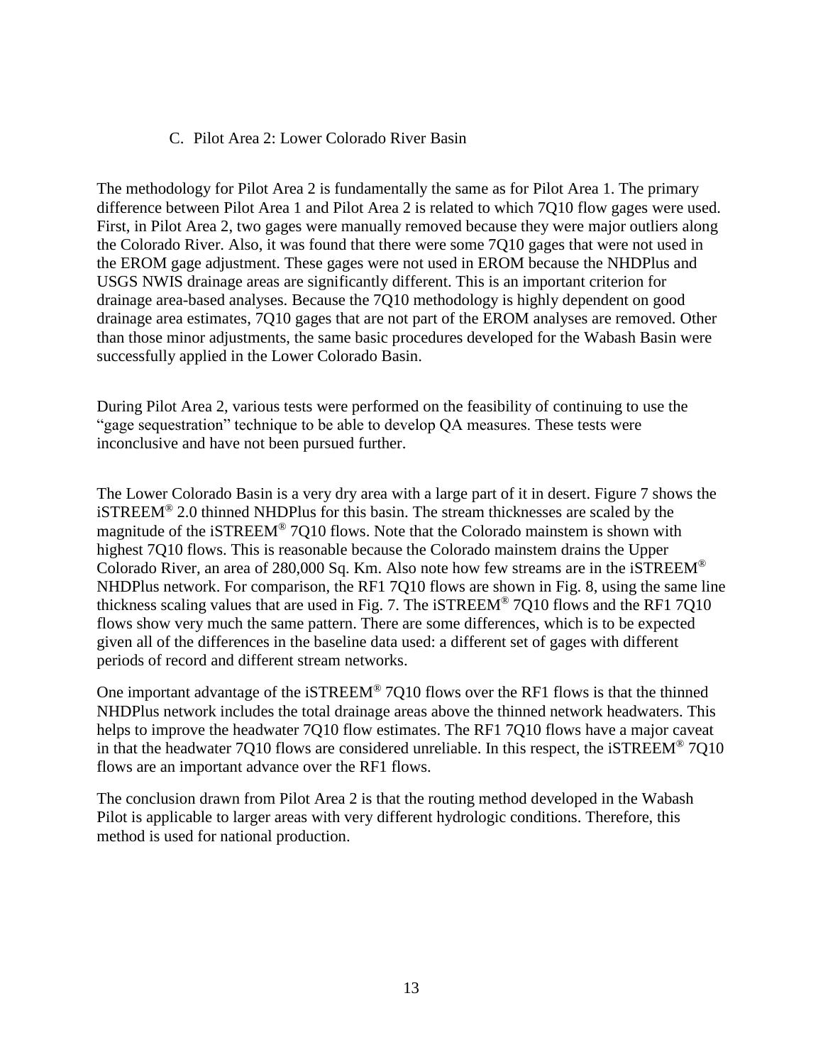### C. Pilot Area 2: Lower Colorado River Basin

The methodology for Pilot Area 2 is fundamentally the same as for Pilot Area 1. The primary difference between Pilot Area 1 and Pilot Area 2 is related to which 7Q10 flow gages were used. First, in Pilot Area 2, two gages were manually removed because they were major outliers along the Colorado River. Also, it was found that there were some 7Q10 gages that were not used in the EROM gage adjustment. These gages were not used in EROM because the NHDPlus and USGS NWIS drainage areas are significantly different. This is an important criterion for drainage area-based analyses. Because the 7Q10 methodology is highly dependent on good drainage area estimates, 7Q10 gages that are not part of the EROM analyses are removed. Other than those minor adjustments, the same basic procedures developed for the Wabash Basin were successfully applied in the Lower Colorado Basin.

During Pilot Area 2, various tests were performed on the feasibility of continuing to use the "gage sequestration" technique to be able to develop QA measures. These tests were inconclusive and have not been pursued further.

The Lower Colorado Basin is a very dry area with a large part of it in desert. Figure 7 shows the iSTREEM® 2.0 thinned NHDPlus for this basin. The stream thicknesses are scaled by the magnitude of the iSTREEM® 7Q10 flows. Note that the Colorado mainstem is shown with highest 7Q10 flows. This is reasonable because the Colorado mainstem drains the Upper Colorado River, an area of 280,000 Sq. Km. Also note how few streams are in the iSTREEM® NHDPlus network. For comparison, the RF1 7Q10 flows are shown in Fig. 8, using the same line thickness scaling values that are used in Fig. 7. The iSTREEM® 7Q10 flows and the RF1 7Q10 flows show very much the same pattern. There are some differences, which is to be expected given all of the differences in the baseline data used: a different set of gages with different periods of record and different stream networks.

One important advantage of the iSTREEM® 7Q10 flows over the RF1 flows is that the thinned NHDPlus network includes the total drainage areas above the thinned network headwaters. This helps to improve the headwater 7Q10 flow estimates. The RF1 7Q10 flows have a major caveat in that the headwater 7Q10 flows are considered unreliable. In this respect, the iSTREEM® 7Q10 flows are an important advance over the RF1 flows.

The conclusion drawn from Pilot Area 2 is that the routing method developed in the Wabash Pilot is applicable to larger areas with very different hydrologic conditions. Therefore, this method is used for national production.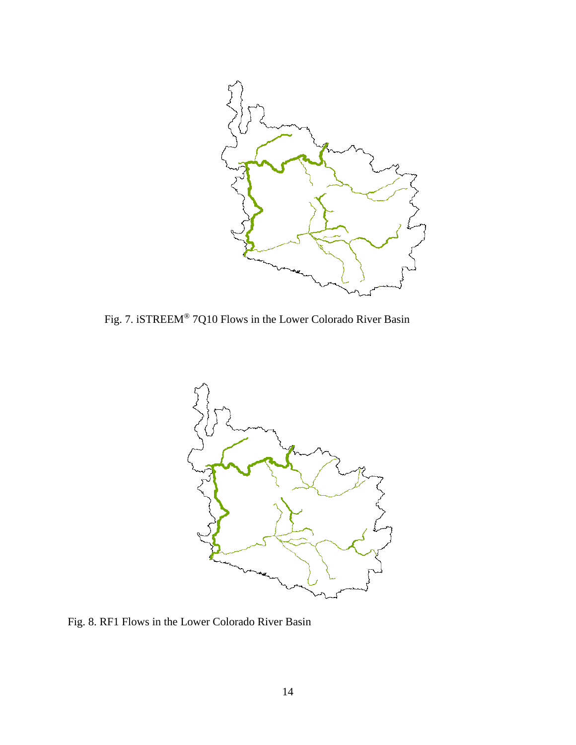Fig. 7. iSTREEM® 7Q10 Flows in the Lower Colorado River Basin

Fig. 8. RF1 Flows in the Lower Colorado River Basin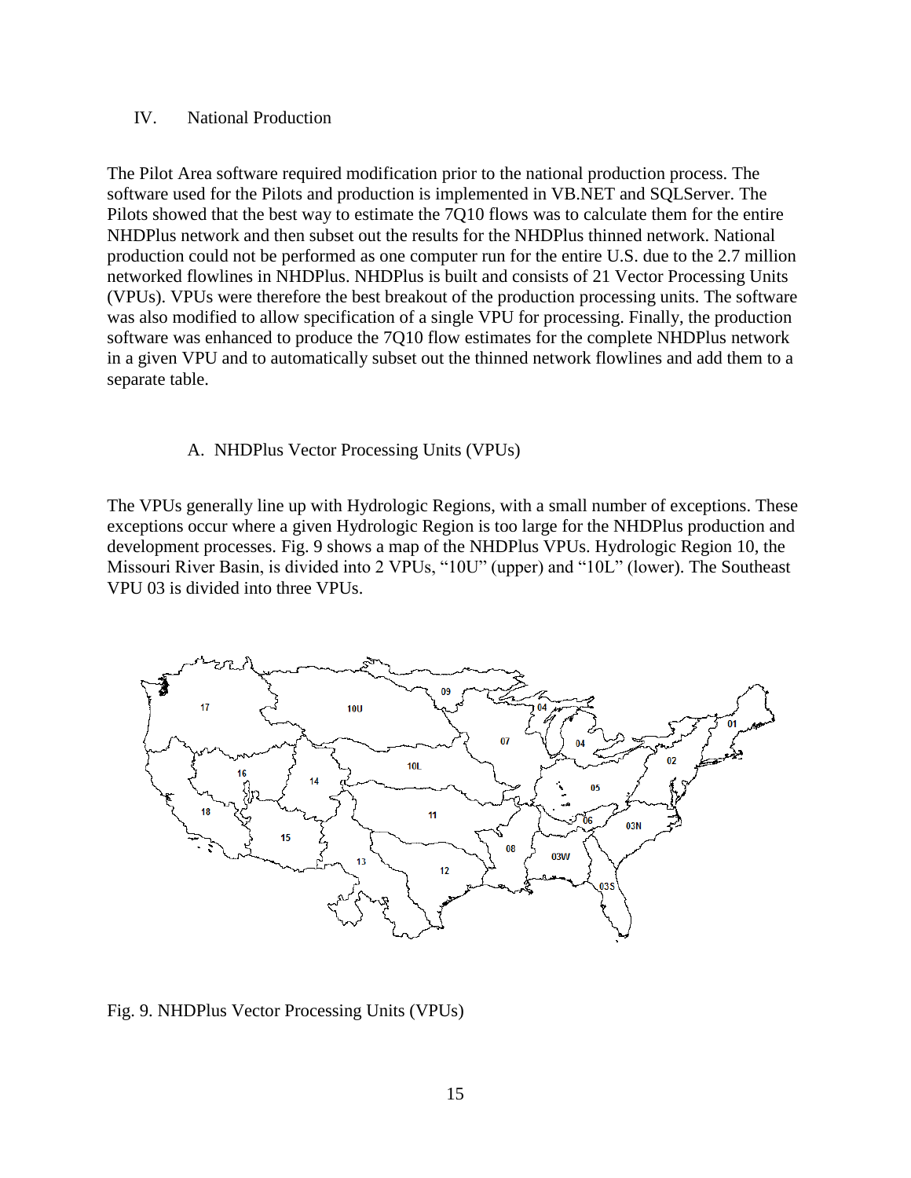## IV. National Production

The Pilot Area software required modification prior to the national production process. The software used for the Pilots and production is implemented in VB.NET and SQLServer. The Pilots showed that the best way to estimate the 7Q10 flows was to calculate them for the entire NHDPlus network and then subset out the results for the NHDPlus thinned network. National production could not be performed as one computer run for the entire U.S. due to the 2.7 million networked flowlines in NHDPlus. NHDPlus is built and consists of 21 Vector Processing Units (VPUs). VPUs were therefore the best breakout of the production processing units. The software was also modified to allow specification of a single VPU for processing. Finally, the production software was enhanced to produce the 7Q10 flow estimates for the complete NHDPlus network in a given VPU and to automatically subset out the thinned network flowlines and add them to a separate table.

### A. NHDPlus Vector Processing Units (VPUs)

The VPUs generally line up with Hydrologic Regions, with a small number of exceptions. These exceptions occur where a given Hydrologic Region is too large for the NHDPlus production and development processes. Fig. 9 shows a map of the NHDPlus VPUs. Hydrologic Region 10, the Missouri River Basin, is divided into 2 VPUs, "10U" (upper) and "10L" (lower). The Southeast VPU 03 is divided into three VPUs.

Fig. 9. NHDPlus Vector Processing Units (VPUs)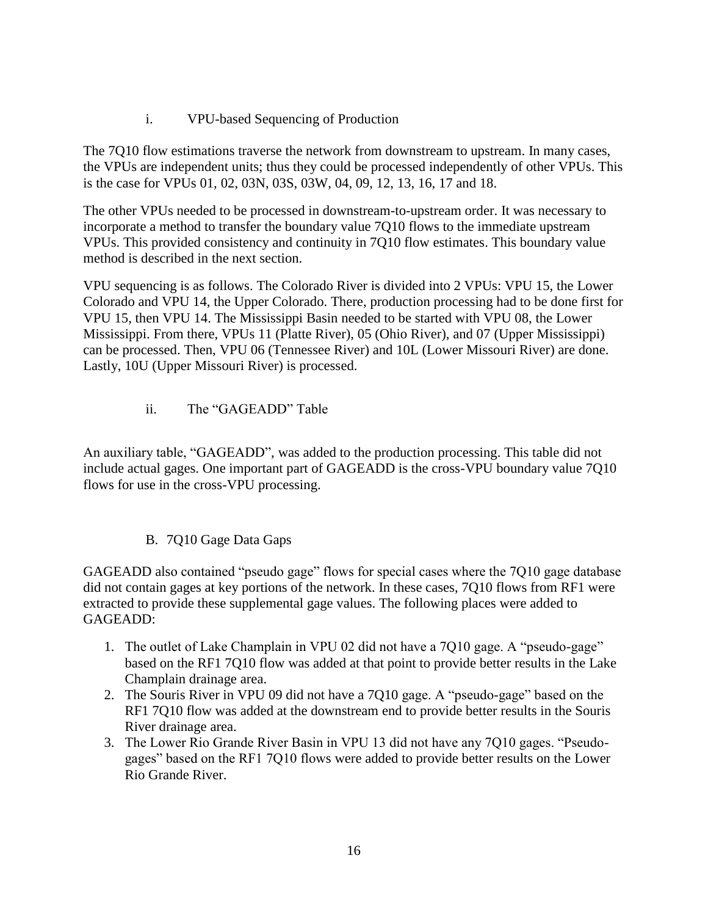#### i. VPU-based Sequencing of Production

The 7Q10 flow estimations traverse the network from downstream to upstream. In many cases, the VPUs are independent units; thus they could be processed independently of other VPUs. This is the case for VPUs 01, 02, 03N, 03S, 03W, 04, 09, 12, 13, 16, 17 and 18.

The other VPUs needed to be processed in downstream-to-upstream order. It was necessary to incorporate a method to transfer the boundary value 7Q10 flows to the immediate upstream VPUs. This provided consistency and continuity in 7Q10 flow estimates. This boundary value method is described in the next section.

VPU sequencing is as follows. The Colorado River is divided into 2 VPUs: VPU 15, the Lower Colorado and VPU 14, the Upper Colorado. There, production processing had to be done first for VPU 15, then VPU 14. The Mississippi Basin needed to be started with VPU 08, the Lower Mississippi. From there, VPUs 11 (Platte River), 05 (Ohio River), and 07 (Upper Mississippi) can be processed. Then, VPU 06 (Tennessee River) and 10L (Lower Missouri River) are done. Lastly, 10U (Upper Missouri River) is processed.

#### ii. The "GAGEADD" Table

An auxiliary table, "GAGEADD", was added to the production processing. This table did not include actual gages. One important part of GAGEADD is the cross-VPU boundary value 7Q10 flows for use in the cross-VPU processing.

### B. 7Q10 Gage Data Gaps

GAGEADD also contained "pseudo gage" flows for special cases where the 7Q10 gage database did not contain gages at key portions of the network. In these cases, 7Q10 flows from RF1 were extracted to provide these supplemental gage values. The following places were added to GAGEADD:

1. The outlet of Lake Champlain in VPU 02 did not have a 7Q10 gage. A "pseudo-gage" based on the RF1 7Q10 flow was added at that point to provide better results in the Lake Champlain drainage area.
2. The Souris River in VPU 09 did not have a 7Q10 gage. A "pseudo-gage" based on the RF1 7Q10 flow was added at the downstream end to provide better results in the Souris River drainage area.
3. The Lower Rio Grande River Basin in VPU 13 did not have any 7Q10 gages. "Pseudo-gages" based on the RF1 7Q10 flows were added to provide better results on the Lower Rio Grande River.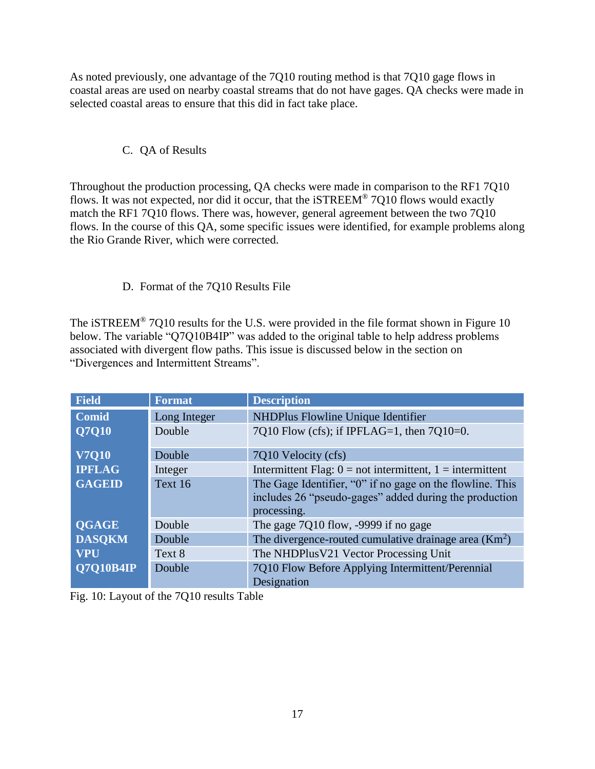As noted previously, one advantage of the 7Q10 routing method is that 7Q10 gage flows in coastal areas are used on nearby coastal streams that do not have gages. QA checks were made in selected coastal areas to ensure that this did in fact take place.

### C. QA of Results

Throughout the production processing, QA checks were made in comparison to the RF1 7Q10 flows. It was not expected, nor did it occur, that the iSTREEM® 7Q10 flows would exactly match the RF1 7Q10 flows. There was, however, general agreement between the two 7Q10 flows. In the course of this QA, some specific issues were identified, for example problems along the Rio Grande River, which were corrected.

### D. Format of the 7Q10 Results File

The iSTREEM® 7Q10 results for the U.S. were provided in the file format shown in Figure 10 below. The variable "Q7Q10B4IP" was added to the original table to help address problems associated with divergent flow paths. This issue is discussed below in the section on "Divergences and Intermittent Streams".

| Field | Format | Description |
|---|---|---|
| **Comid** | Long Integer | NHDPlus Flowline Unique Identifier |
| **Q7Q10** | Double | 7Q10 Flow (cfs); if IPFLAG=1, then 7Q10=0. |
| **V7Q10** | Double | 7Q10 Velocity (cfs) |
| **IPFLAG** | Integer | Intermittent Flag: 0 = not intermittent, 1 = intermittent |
| **GAGEID** | Text 16 | The Gage Identifier, "0" if no gage on the flowline. This includes 26 "pseudo-gages" added during the production processing. |
| **QGAGE** | Double | The gage 7Q10 flow, -9999 if no gage |
| **DASQKM** | Double | The divergence-routed cumulative drainage area ($Km^2$) |
| **VPU** | Text 8 | The NHDPlusV21 Vector Processing Unit |
| **Q7Q10B4IP** | Double | 7Q10 Flow Before Applying Intermittent/Perennial Designation |

Fig. 10: Layout of the 7Q10 results Table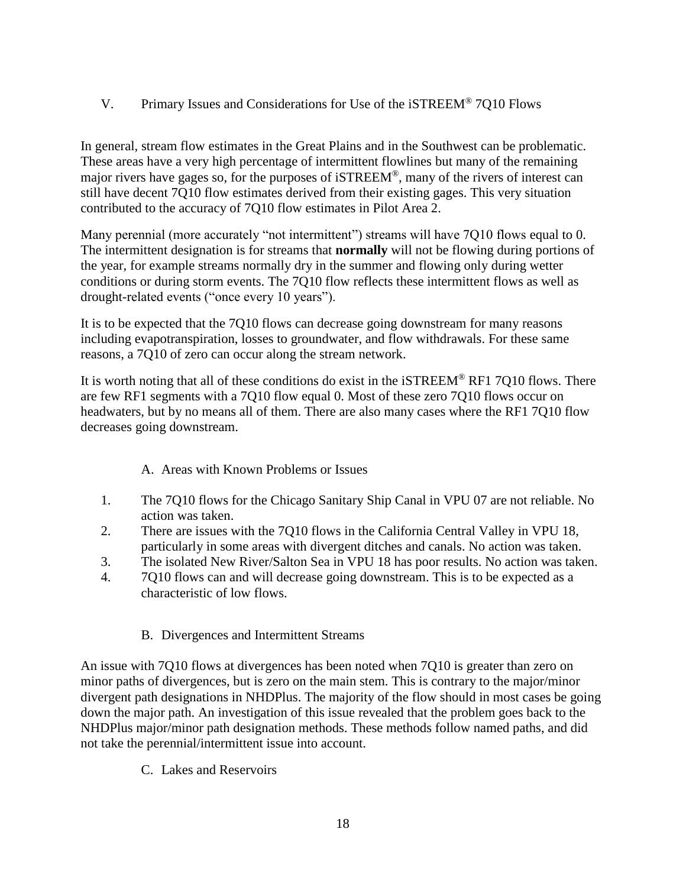## V. Primary Issues and Considerations for Use of the iSTREEM® 7Q10 Flows

In general, stream flow estimates in the Great Plains and in the Southwest can be problematic. These areas have a very high percentage of intermittent flowlines but many of the remaining major rivers have gages so, for the purposes of iSTREEM®, many of the rivers of interest can still have decent 7Q10 flow estimates derived from their existing gages. This very situation contributed to the accuracy of 7Q10 flow estimates in Pilot Area 2.

Many perennial (more accurately "not intermittent") streams will have 7Q10 flows equal to 0. The intermittent designation is for streams that **normally** will not be flowing during portions of the year, for example streams normally dry in the summer and flowing only during wetter conditions or during storm events. The 7Q10 flow reflects these intermittent flows as well as drought-related events ("once every 10 years").

It is to be expected that the 7Q10 flows can decrease going downstream for many reasons including evapotranspiration, losses to groundwater, and flow withdrawals. For these same reasons, a 7Q10 of zero can occur along the stream network.

It is worth noting that all of these conditions do exist in the iSTREEM® RF1 7Q10 flows. There are few RF1 segments with a 7Q10 flow equal 0. Most of these zero 7Q10 flows occur on headwaters, but by no means all of them. There are also many cases where the RF1 7Q10 flow decreases going downstream.

### A. Areas with Known Problems or Issues

1. The 7Q10 flows for the Chicago Sanitary Ship Canal in VPU 07 are not reliable. No action was taken.
2. There are issues with the 7Q10 flows in the California Central Valley in VPU 18, particularly in some areas with divergent ditches and canals. No action was taken.
3. The isolated New River/Salton Sea in VPU 18 has poor results. No action was taken.
4. 7Q10 flows can and will decrease going downstream. This is to be expected as a characteristic of low flows.

### B. Divergences and Intermittent Streams

An issue with 7Q10 flows at divergences has been noted when 7Q10 is greater than zero on minor paths of divergences, but is zero on the main stem. This is contrary to the major/minor divergent path designations in NHDPlus. The majority of the flow should in most cases be going down the major path. An investigation of this issue revealed that the problem goes back to the NHDPlus major/minor path designation methods. These methods follow named paths, and did not take the perennial/intermittent issue into account.

### C. Lakes and Reservoirs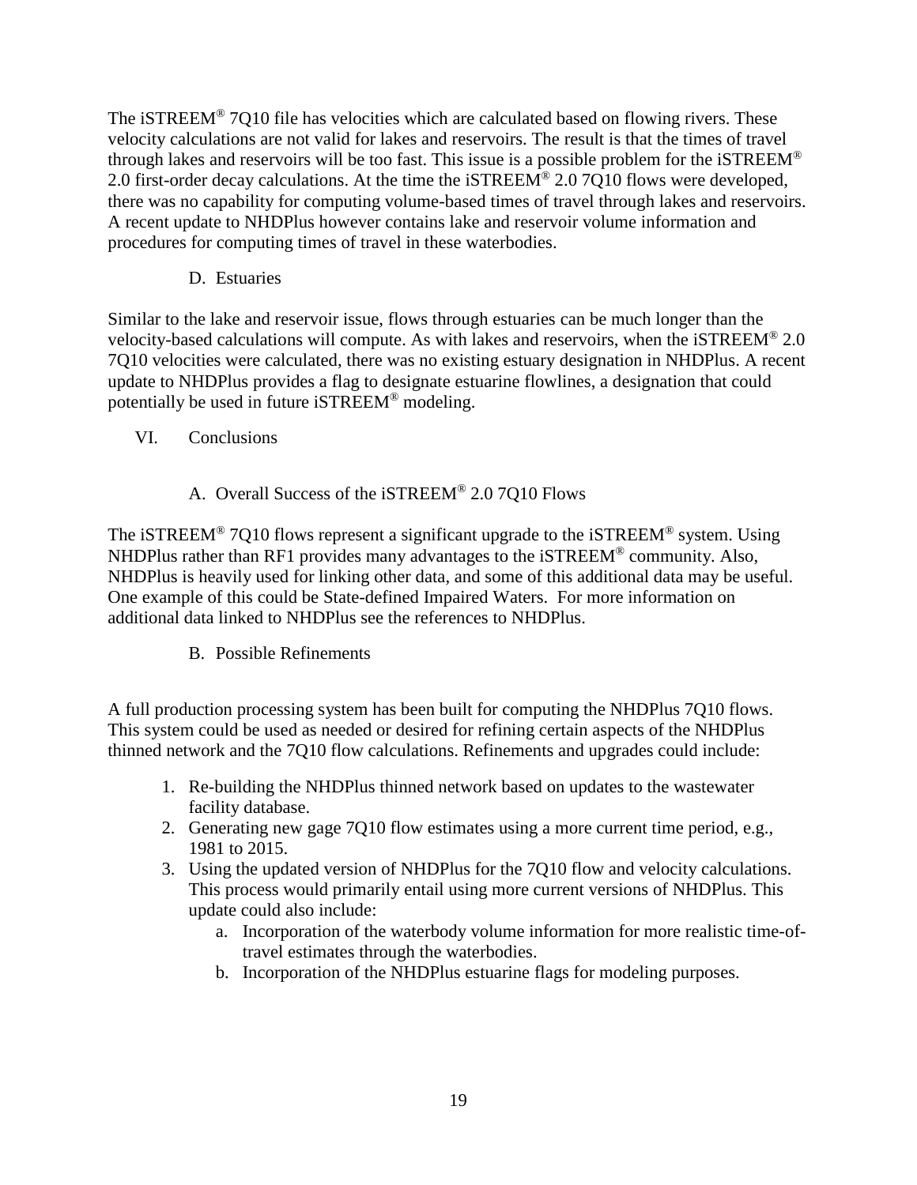The iSTREEM® 7Q10 file has velocities which are calculated based on flowing rivers. These velocity calculations are not valid for lakes and reservoirs. The result is that the times of travel through lakes and reservoirs will be too fast. This issue is a possible problem for the iSTREEM® 2.0 first-order decay calculations. At the time the iSTREEM® 2.0 7Q10 flows were developed, there was no capability for computing volume-based times of travel through lakes and reservoirs. A recent update to NHDPlus however contains lake and reservoir volume information and procedures for computing times of travel in these waterbodies.

### D. Estuaries

Similar to the lake and reservoir issue, flows through estuaries can be much longer than the velocity-based calculations will compute. As with lakes and reservoirs, when the iSTREEM® 2.0 7Q10 velocities were calculated, there was no existing estuary designation in NHDPlus. A recent update to NHDPlus provides a flag to designate estuarine flowlines, a designation that could potentially be used in future iSTREEM® modeling.

## VI. Conclusions

### A. Overall Success of the iSTREEM® 2.0 7Q10 Flows

The iSTREEM® 7Q10 flows represent a significant upgrade to the iSTREEM® system. Using NHDPlus rather than RF1 provides many advantages to the iSTREEM® community. Also, NHDPlus is heavily used for linking other data, and some of this additional data may be useful. One example of this could be State-defined Impaired Waters. For more information on additional data linked to NHDPlus see the references to NHDPlus.

### B. Possible Refinements

A full production processing system has been built for computing the NHDPlus 7Q10 flows. This system could be used as needed or desired for refining certain aspects of the NHDPlus thinned network and the 7Q10 flow calculations. Refinements and upgrades could include:

1. Re-building the NHDPlus thinned network based on updates to the wastewater facility database.
2. Generating new gage 7Q10 flow estimates using a more current time period, e.g., 1981 to 2015.
3. Using the updated version of NHDPlus for the 7Q10 flow and velocity calculations. This process would primarily entail using more current versions of NHDPlus. This update could also include:
    a. Incorporation of the waterbody volume information for more realistic time-of-travel estimates through the waterbodies.
    b. Incorporation of the NHDPlus estuarine flags for modeling purposes.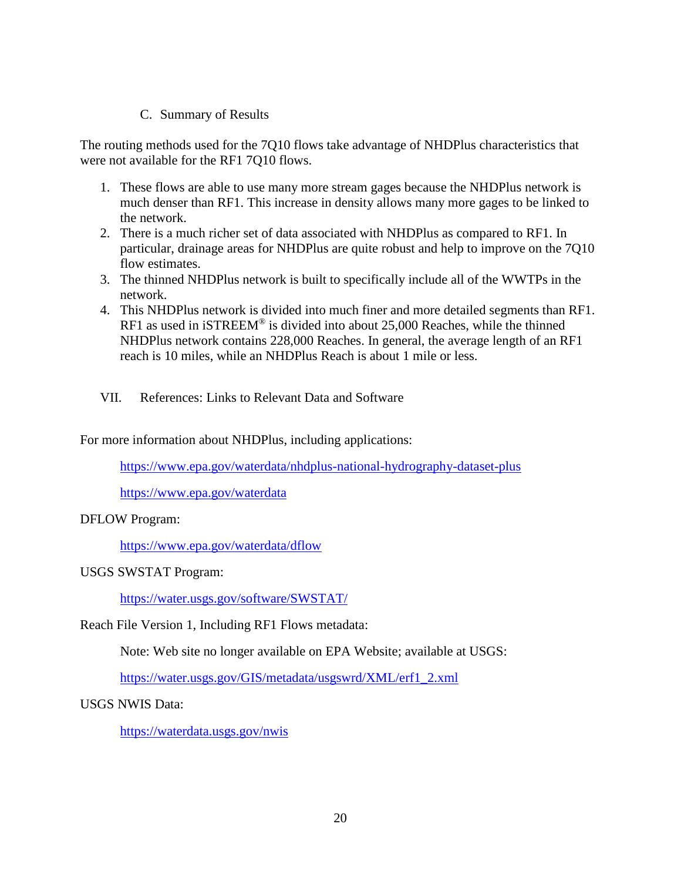### C. Summary of Results

The routing methods used for the 7Q10 flows take advantage of NHDPlus characteristics that were not available for the RF1 7Q10 flows.

1. These flows are able to use many more stream gages because the NHDPlus network is much denser than RF1. This increase in density allows many more gages to be linked to the network.
2. There is a much richer set of data associated with NHDPlus as compared to RF1. In particular, drainage areas for NHDPlus are quite robust and help to improve on the 7Q10 flow estimates.
3. The thinned NHDPlus network is built to specifically include all of the WWTPs in the network.
4. This NHDPlus network is divided into much finer and more detailed segments than RF1. RF1 as used in iSTREEM® is divided into about 25,000 Reaches, while the thinned NHDPlus network contains 228,000 Reaches. In general, the average length of an RF1 reach is 10 miles, while an NHDPlus Reach is about 1 mile or less.

## VII. References: Links to Relevant Data and Software

For more information about NHDPlus, including applications:

https://www.epa.gov/waterdata/nhdplus-national-hydrography-dataset-plus

https://www.epa.gov/waterdata

DFLOW Program:

https://www.epa.gov/waterdata/dflow

USGS SWSTAT Program:

https://water.usgs.gov/software/SWSTAT/

Reach File Version 1, Including RF1 Flows metadata:

Note: Web site no longer available on EPA Website; available at USGS:

https://water.usgs.gov/GIS/metadata/usgswrd/XML/erf1_2.xml

USGS NWIS Data:

https://waterdata.usgs.gov/nwis